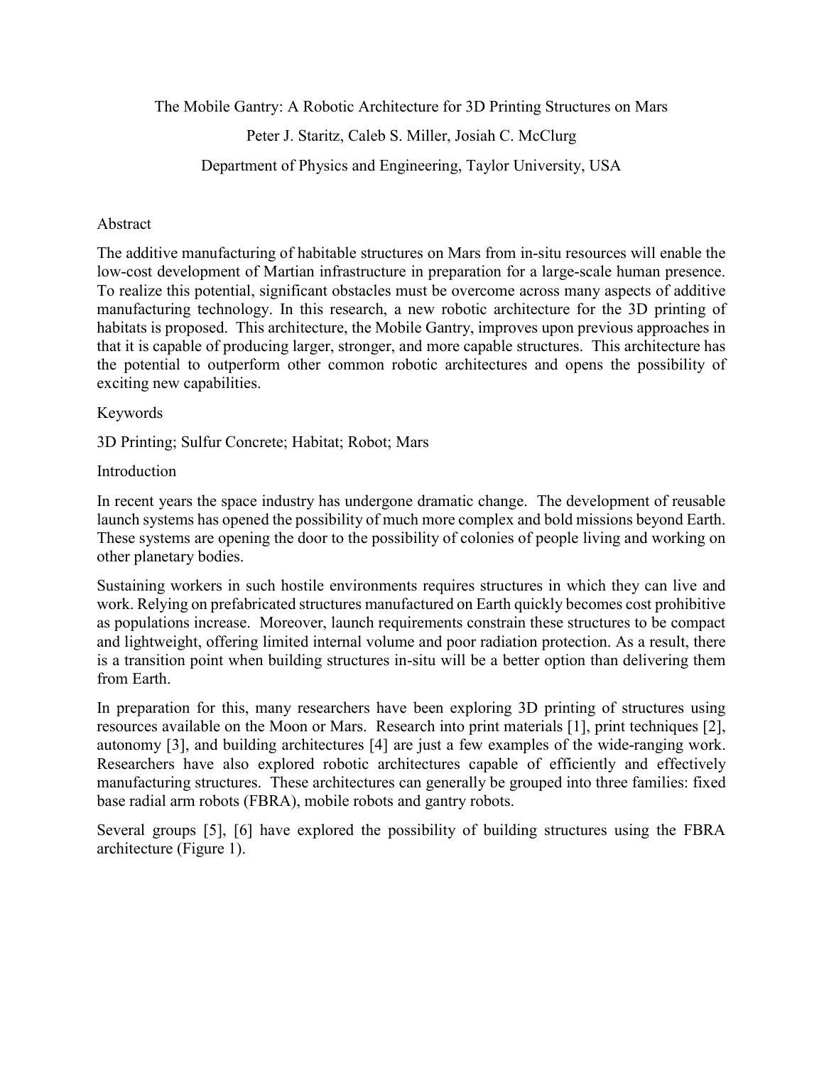# The Mobile Gantry: A Robotic Architecture for 3D Printing Structures on Mars

Peter J. Staritz, Caleb S. Miller, Josiah C. McClurg

Department of Physics and Engineering, Taylor University, USA

## Abstract

The additive manufacturing of habitable structures on Mars from in-situ resources will enable the low-cost development of Martian infrastructure in preparation for a large-scale human presence. To realize this potential, significant obstacles must be overcome across many aspects of additive manufacturing technology. In this research, a new robotic architecture for the 3D printing of habitats is proposed. This architecture, the Mobile Gantry, improves upon previous approaches in that it is capable of producing larger, stronger, and more capable structures. This architecture has the potential to outperform other common robotic architectures and opens the possibility of exciting new capabilities.

## Keywords

3D Printing; Sulfur Concrete; Habitat; Robot; Mars

## Introduction

In recent years the space industry has undergone dramatic change. The development of reusable launch systems has opened the possibility of much more complex and bold missions beyond Earth. These systems are opening the door to the possibility of colonies of people living and working on other planetary bodies.

Sustaining workers in such hostile environments requires structures in which they can live and work. Relying on prefabricated structures manufactured on Earth quickly becomes cost prohibitive as populations increase. Moreover, launch requirements constrain these structures to be compact and lightweight, offering limited internal volume and poor radiation protection. As a result, there is a transition point when building structures in-situ will be a better option than delivering them from Earth.

In preparation for this, many researchers have been exploring 3D printing of structures using resources available on the Moon or Mars. Research into print materials [1], print techniques [2], autonomy [3], and building architectures [4] are just a few examples of the wide-ranging work. Researchers have also explored robotic architectures capable of efficiently and effectively manufacturing structures. These architectures can generally be grouped into three families: fixed base radial arm robots (FBRA), mobile robots and gantry robots.

Several groups [5], [6] have explored the possibility of building structures using the FBRA architecture (Figure 1).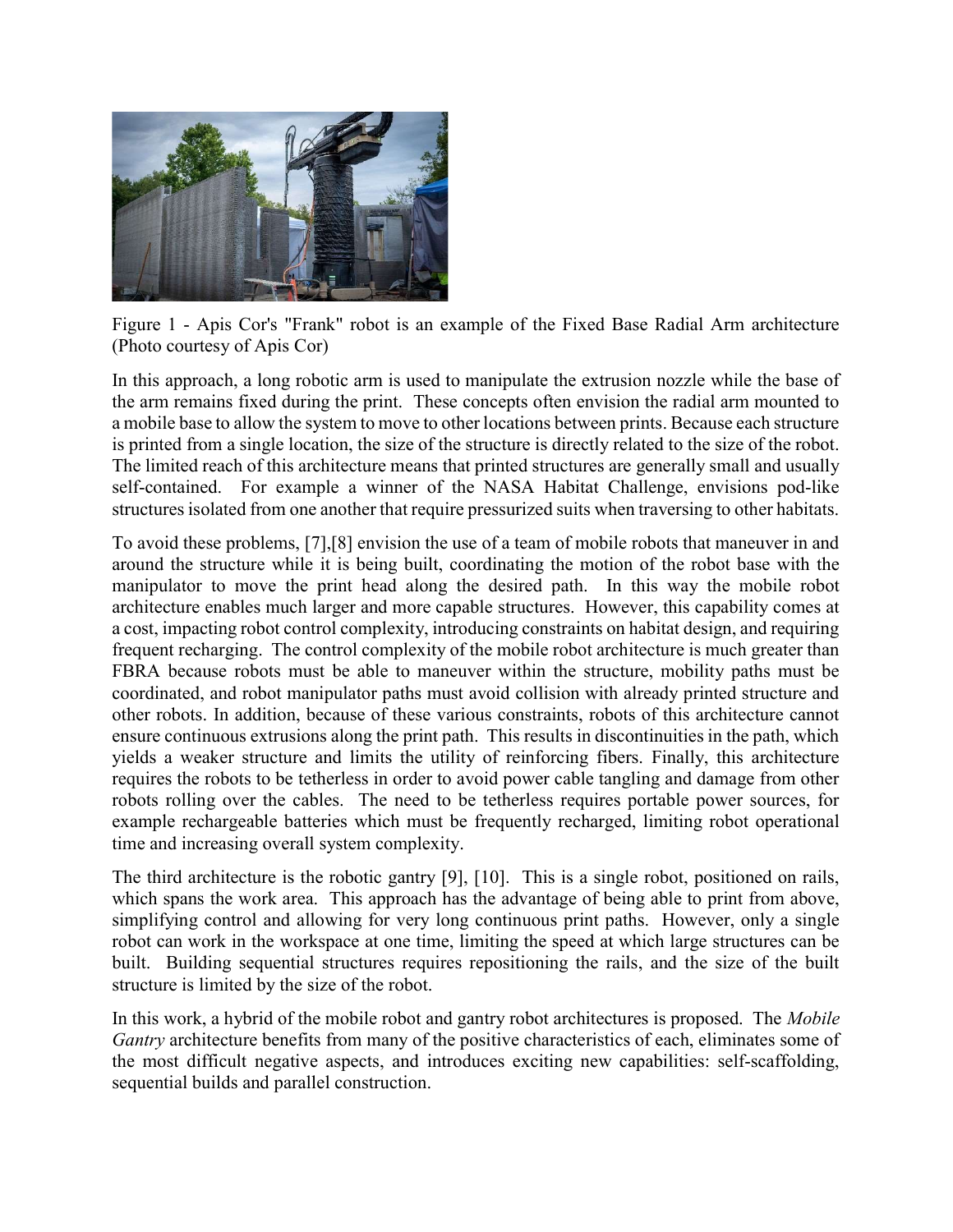Figure 1 - Apis Cor's "Frank" robot is an example of the Fixed Base Radial Arm architecture (Photo courtesy of Apis Cor)

In this approach, a long robotic arm is used to manipulate the extrusion nozzle while the base of the arm remains fixed during the print. These concepts often envision the radial arm mounted to a mobile base to allow the system to move to other locations between prints. Because each structure is printed from a single location, the size of the structure is directly related to the size of the robot. The limited reach of this architecture means that printed structures are generally small and usually self-contained. For example a winner of the NASA Habitat Challenge, envisions pod-like structures isolated from one another that require pressurized suits when traversing to other habitats.

To avoid these problems, [7],[8] envision the use of a team of mobile robots that maneuver in and around the structure while it is being built, coordinating the motion of the robot base with the manipulator to move the print head along the desired path. In this way the mobile robot architecture enables much larger and more capable structures. However, this capability comes at a cost, impacting robot control complexity, introducing constraints on habitat design, and requiring frequent recharging. The control complexity of the mobile robot architecture is much greater than FBRA because robots must be able to maneuver within the structure, mobility paths must be coordinated, and robot manipulator paths must avoid collision with already printed structure and other robots. In addition, because of these various constraints, robots of this architecture cannot ensure continuous extrusions along the print path. This results in discontinuities in the path, which yields a weaker structure and limits the utility of reinforcing fibers. Finally, this architecture requires the robots to be tetherless in order to avoid power cable tangling and damage from other robots rolling over the cables. The need to be tetherless requires portable power sources, for example rechargeable batteries which must be frequently recharged, limiting robot operational time and increasing overall system complexity.

The third architecture is the robotic gantry [9], [10]. This is a single robot, positioned on rails, which spans the work area. This approach has the advantage of being able to print from above, simplifying control and allowing for very long continuous print paths. However, only a single robot can work in the workspace at one time, limiting the speed at which large structures can be built. Building sequential structures requires repositioning the rails, and the size of the built structure is limited by the size of the robot.

In this work, a hybrid of the mobile robot and gantry robot architectures is proposed. The *Mobile Gantry* architecture benefits from many of the positive characteristics of each, eliminates some of the most difficult negative aspects, and introduces exciting new capabilities: self-scaffolding, sequential builds and parallel construction.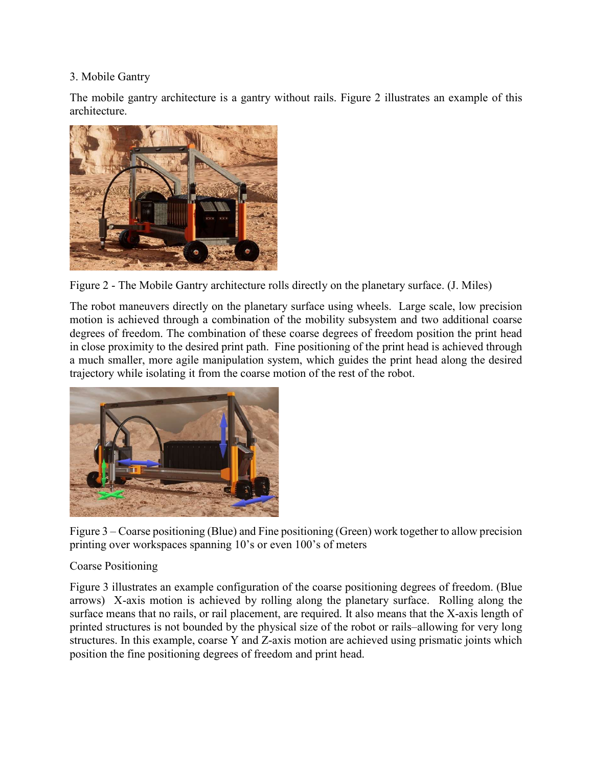3. Mobile Gantry

The mobile gantry architecture is a gantry without rails. Figure 2 illustrates an example of this architecture.

Figure 2 - The Mobile Gantry architecture rolls directly on the planetary surface. (J. Miles)

The robot maneuvers directly on the planetary surface using wheels. Large scale, low precision motion is achieved through a combination of the mobility subsystem and two additional coarse degrees of freedom. The combination of these coarse degrees of freedom position the print head in close proximity to the desired print path. Fine positioning of the print head is achieved through a much smaller, more agile manipulation system, which guides the print head along the desired trajectory while isolating it from the coarse motion of the rest of the robot.

Figure 3 – Coarse positioning (Blue) and Fine positioning (Green) work together to allow precision printing over workspaces spanning 10's or even 100's of meters

Coarse Positioning

Figure 3 illustrates an example configuration of the coarse positioning degrees of freedom. (Blue arrows) X-axis motion is achieved by rolling along the planetary surface. Rolling along the surface means that no rails, or rail placement, are required. It also means that the X-axis length of printed structures is not bounded by the physical size of the robot or rails–allowing for very long structures. In this example, coarse Y and Z-axis motion are achieved using prismatic joints which position the fine positioning degrees of freedom and print head.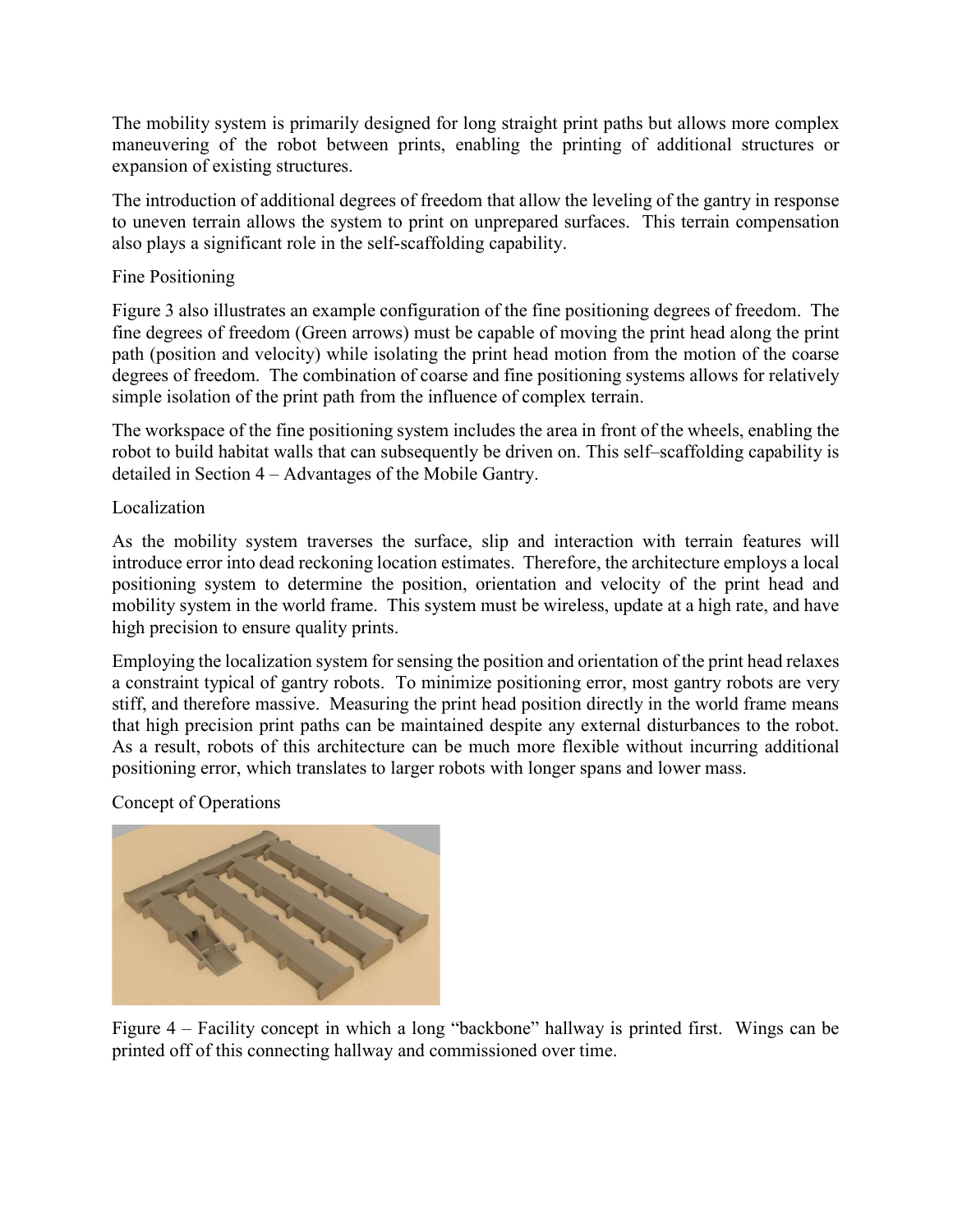The mobility system is primarily designed for long straight print paths but allows more complex maneuvering of the robot between prints, enabling the printing of additional structures or expansion of existing structures.

The introduction of additional degrees of freedom that allow the leveling of the gantry in response to uneven terrain allows the system to print on unprepared surfaces. This terrain compensation also plays a significant role in the self-scaffolding capability.

### Fine Positioning

Figure 3 also illustrates an example configuration of the fine positioning degrees of freedom. The fine degrees of freedom (Green arrows) must be capable of moving the print head along the print path (position and velocity) while isolating the print head motion from the motion of the coarse degrees of freedom. The combination of coarse and fine positioning systems allows for relatively simple isolation of the print path from the influence of complex terrain.

The workspace of the fine positioning system includes the area in front of the wheels, enabling the robot to build habitat walls that can subsequently be driven on. This self–scaffolding capability is detailed in Section 4 – Advantages of the Mobile Gantry.

### Localization

As the mobility system traverses the surface, slip and interaction with terrain features will introduce error into dead reckoning location estimates. Therefore, the architecture employs a local positioning system to determine the position, orientation and velocity of the print head and mobility system in the world frame. This system must be wireless, update at a high rate, and have high precision to ensure quality prints.

Employing the localization system for sensing the position and orientation of the print head relaxes a constraint typical of gantry robots. To minimize positioning error, most gantry robots are very stiff, and therefore massive. Measuring the print head position directly in the world frame means that high precision print paths can be maintained despite any external disturbances to the robot. As a result, robots of this architecture can be much more flexible without incurring additional positioning error, which translates to larger robots with longer spans and lower mass.

### Concept of Operations

Figure 4 – Facility concept in which a long "backbone" hallway is printed first. Wings can be printed off of this connecting hallway and commissioned over time.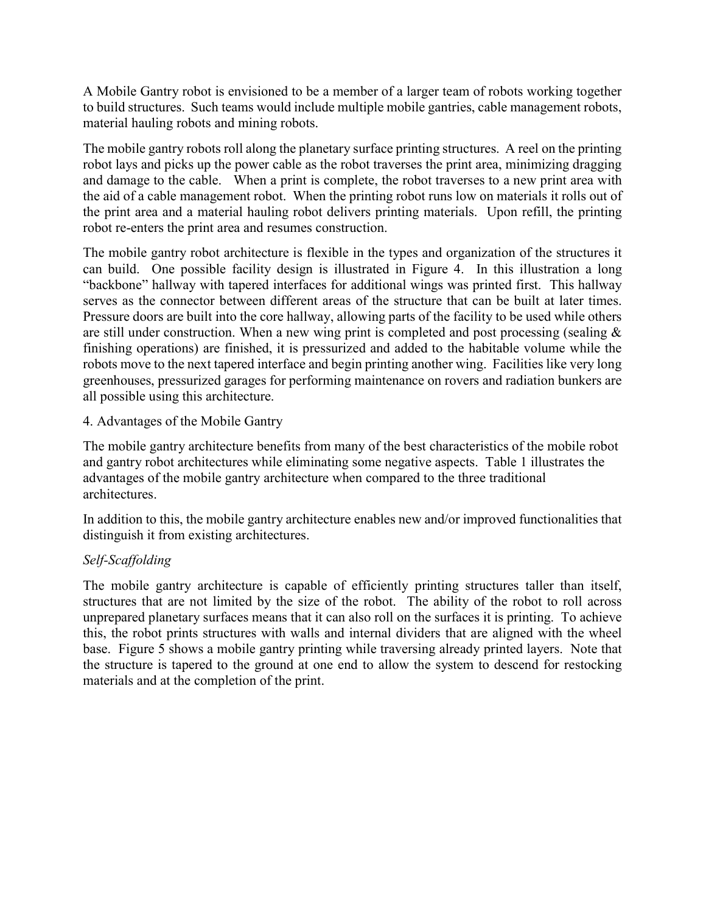A Mobile Gantry robot is envisioned to be a member of a larger team of robots working together to build structures. Such teams would include multiple mobile gantries, cable management robots, material hauling robots and mining robots.

The mobile gantry robots roll along the planetary surface printing structures. A reel on the printing robot lays and picks up the power cable as the robot traverses the print area, minimizing dragging and damage to the cable. When a print is complete, the robot traverses to a new print area with the aid of a cable management robot. When the printing robot runs low on materials it rolls out of the print area and a material hauling robot delivers printing materials. Upon refill, the printing robot re-enters the print area and resumes construction.

The mobile gantry robot architecture is flexible in the types and organization of the structures it can build. One possible facility design is illustrated in Figure 4. In this illustration a long "backbone" hallway with tapered interfaces for additional wings was printed first. This hallway serves as the connector between different areas of the structure that can be built at later times. Pressure doors are built into the core hallway, allowing parts of the facility to be used while others are still under construction. When a new wing print is completed and post processing (sealing & finishing operations) are finished, it is pressurized and added to the habitable volume while the robots move to the next tapered interface and begin printing another wing. Facilities like very long greenhouses, pressurized garages for performing maintenance on rovers and radiation bunkers are all possible using this architecture.

## 4. Advantages of the Mobile Gantry

The mobile gantry architecture benefits from many of the best characteristics of the mobile robot and gantry robot architectures while eliminating some negative aspects. Table 1 illustrates the advantages of the mobile gantry architecture when compared to the three traditional architectures.

In addition to this, the mobile gantry architecture enables new and/or improved functionalities that distinguish it from existing architectures.

### *Self-Scaffolding*

The mobile gantry architecture is capable of efficiently printing structures taller than itself, structures that are not limited by the size of the robot. The ability of the robot to roll across unprepared planetary surfaces means that it can also roll on the surfaces it is printing. To achieve this, the robot prints structures with walls and internal dividers that are aligned with the wheel base. Figure 5 shows a mobile gantry printing while traversing already printed layers. Note that the structure is tapered to the ground at one end to allow the system to descend for restocking materials and at the completion of the print.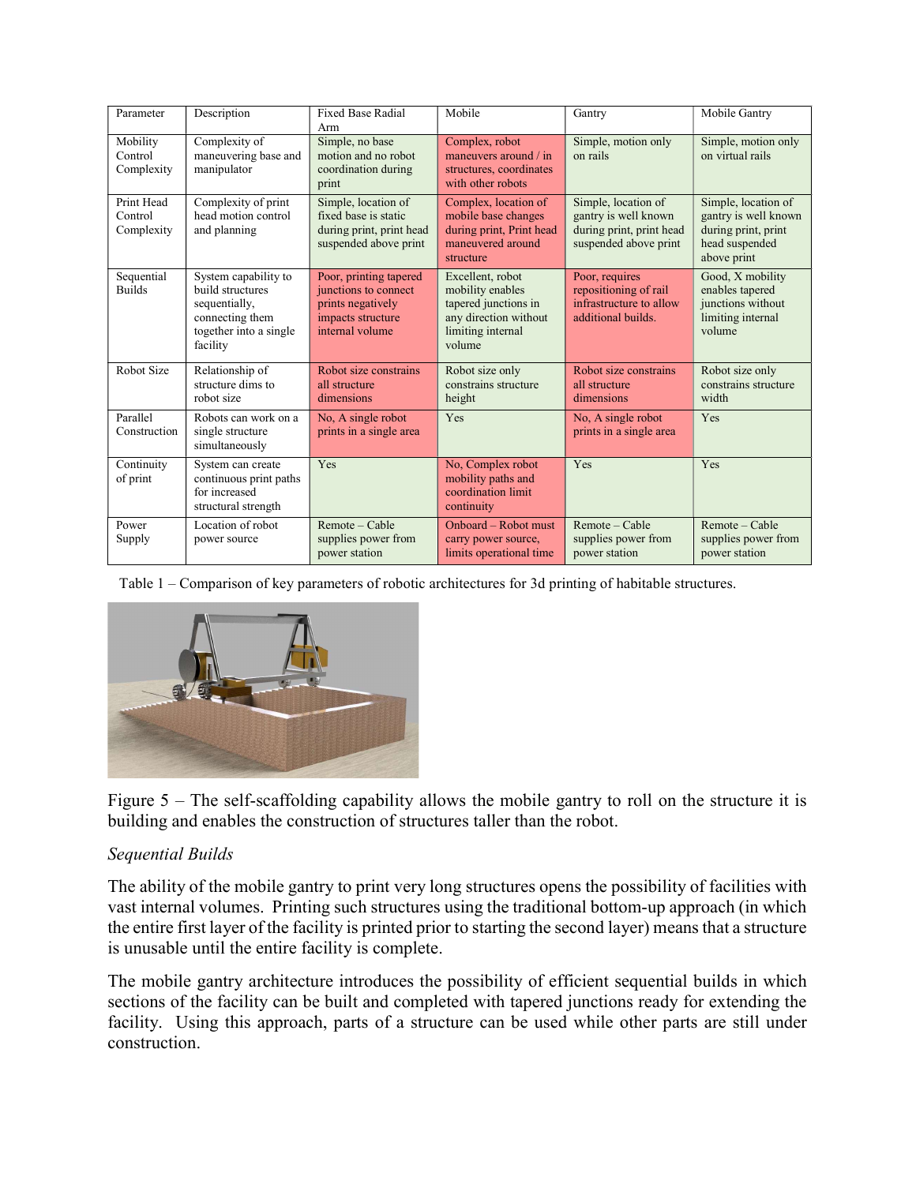| Parameter | Description | Fixed Base Radial Arm | Mobile | Gantry | Mobile Gantry |
| --- | --- | --- | --- | --- | --- |
| Mobility Control Complexity | Complexity of maneuvering base and manipulator | Simple, no base motion and no robot coordination during print | Complex, robot maneuvers around / in structures, coordinates with other robots | Simple, motion only on rails | Simple, motion only on virtual rails |
| Print Head Control Complexity | Complexity of print head motion control and planning | Simple, location of fixed base is static during print, print head suspended above print | Complex, location of mobile base changes during print, Print head maneuvered around structure | Simple, location of gantry is well known during print, print head suspended above print | Simple, location of gantry is well known during print, print head suspended above print |
| Sequential Builds | System capability to build structures sequentially, connecting them together into a single facility | Poor, printing tapered junctions to connect prints negatively impacts structure internal volume | Excellent, robot mobility enables tapered junctions in any direction without limiting internal volume | Poor, requires repositioning of rail infrastructure to allow additional builds. | Good, X mobility enables tapered junctions without limiting internal volume |
| Robot Size | Relationship of structure dims to robot size | Robot size constrains all structure dimensions | Robot size only constrains structure height | Robot size constrains all structure dimensions | Robot size only constrains structure width |
| Parallel Construction | Robots can work on a single structure simultaneously | No, A single robot prints in a single area | Yes | No, A single robot prints in a single area | Yes |
| Continuity of print | System can create continuous print paths for increased structural strength | Yes | No, Complex robot mobility paths and coordination limit continuity | Yes | Yes |
| Power Supply | Location of robot power source | Remote – Cable supplies power from power station | Onboard – Robot must carry power source, limits operational time | Remote – Cable supplies power from power station | Remote – Cable supplies power from power station |

Table 1 – Comparison of key parameters of robotic architectures for 3d printing of habitable structures.

Figure 5 – The self-scaffolding capability allows the mobile gantry to roll on the structure it is building and enables the construction of structures taller than the robot.

*Sequential Builds*

The ability of the mobile gantry to print very long structures opens the possibility of facilities with vast internal volumes. Printing such structures using the traditional bottom-up approach (in which the entire first layer of the facility is printed prior to starting the second layer) means that a structure is unusable until the entire facility is complete.

The mobile gantry architecture introduces the possibility of efficient sequential builds in which sections of the facility can be built and completed with tapered junctions ready for extending the facility. Using this approach, parts of a structure can be used while other parts are still under construction.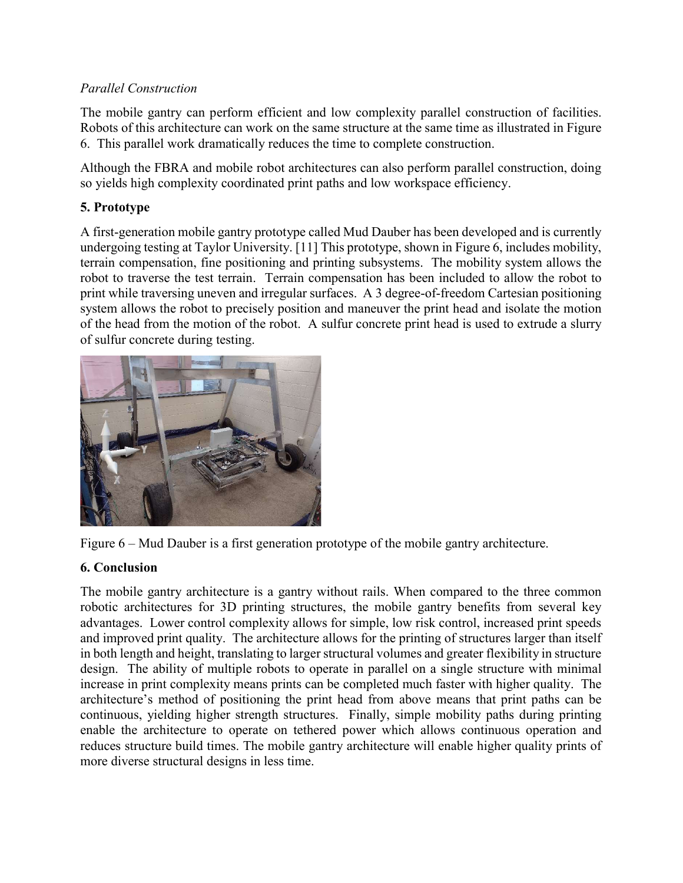*Parallel Construction*

The mobile gantry can perform efficient and low complexity parallel construction of facilities. Robots of this architecture can work on the same structure at the same time as illustrated in Figure 6. This parallel work dramatically reduces the time to complete construction.

Although the FBRA and mobile robot architectures can also perform parallel construction, doing so yields high complexity coordinated print paths and low workspace efficiency.

## 5. Prototype

A first-generation mobile gantry prototype called Mud Dauber has been developed and is currently undergoing testing at Taylor University. [11] This prototype, shown in Figure 6, includes mobility, terrain compensation, fine positioning and printing subsystems. The mobility system allows the robot to traverse the test terrain. Terrain compensation has been included to allow the robot to print while traversing uneven and irregular surfaces. A 3 degree-of-freedom Cartesian positioning system allows the robot to precisely position and maneuver the print head and isolate the motion of the head from the motion of the robot. A sulfur concrete print head is used to extrude a slurry of sulfur concrete during testing.

Figure 6 – Mud Dauber is a first generation prototype of the mobile gantry architecture.

## 6. Conclusion

The mobile gantry architecture is a gantry without rails. When compared to the three common robotic architectures for 3D printing structures, the mobile gantry benefits from several key advantages. Lower control complexity allows for simple, low risk control, increased print speeds and improved print quality. The architecture allows for the printing of structures larger than itself in both length and height, translating to larger structural volumes and greater flexibility in structure design. The ability of multiple robots to operate in parallel on a single structure with minimal increase in print complexity means prints can be completed much faster with higher quality. The architecture's method of positioning the print head from above means that print paths can be continuous, yielding higher strength structures. Finally, simple mobility paths during printing enable the architecture to operate on tethered power which allows continuous operation and reduces structure build times. The mobile gantry architecture will enable higher quality prints of more diverse structural designs in less time.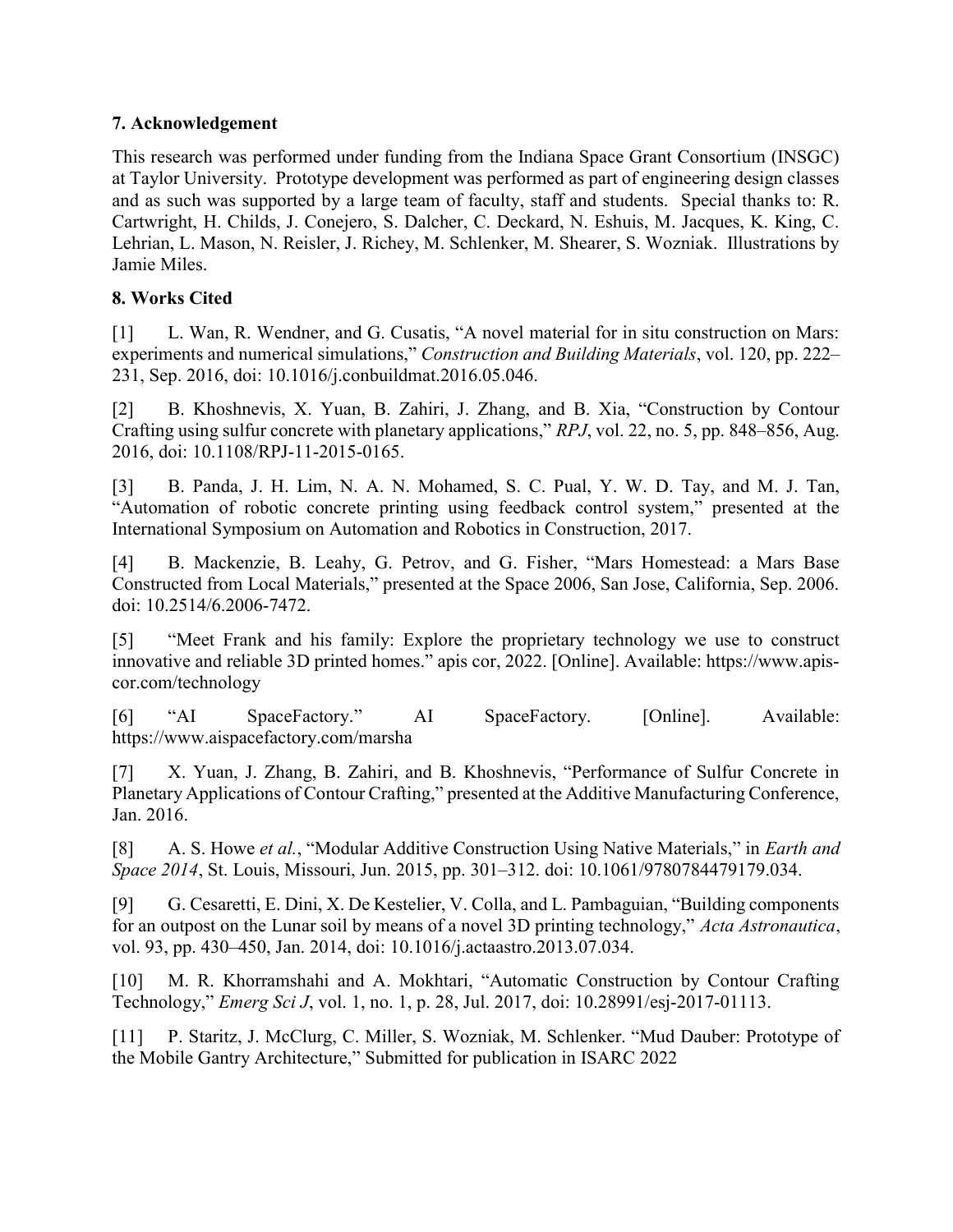## 7. Acknowledgement

This research was performed under funding from the Indiana Space Grant Consortium (INSGC) at Taylor University. Prototype development was performed as part of engineering design classes and as such was supported by a large team of faculty, staff and students. Special thanks to: R. Cartwright, H. Childs, J. Conejero, S. Dalcher, C. Deckard, N. Eshuis, M. Jacques, K. King, C. Lehrian, L. Mason, N. Reisler, J. Richey, M. Schlenker, M. Shearer, S. Wozniak. Illustrations by Jamie Miles.

## 8. Works Cited

[1] L. Wan, R. Wendner, and G. Cusatis, "A novel material for in situ construction on Mars: experiments and numerical simulations," *Construction and Building Materials*, vol. 120, pp. 222–231, Sep. 2016, doi: 10.1016/j.conbuildmat.2016.05.046.

[2] B. Khoshnevis, X. Yuan, B. Zahiri, J. Zhang, and B. Xia, "Construction by Contour Crafting using sulfur concrete with planetary applications," *RPJ*, vol. 22, no. 5, pp. 848–856, Aug. 2016, doi: 10.1108/RPJ-11-2015-0165.

[3] B. Panda, J. H. Lim, N. A. N. Mohamed, S. C. Pual, Y. W. D. Tay, and M. J. Tan, "Automation of robotic concrete printing using feedback control system," presented at the International Symposium on Automation and Robotics in Construction, 2017.

[4] B. Mackenzie, B. Leahy, G. Petrov, and G. Fisher, "Mars Homestead: a Mars Base Constructed from Local Materials," presented at the Space 2006, San Jose, California, Sep. 2006. doi: 10.2514/6.2006-7472.

[5] "Meet Frank and his family: Explore the proprietary technology we use to construct innovative and reliable 3D printed homes." apis cor, 2022. [Online]. Available: https://www.apis-cor.com/technology

[6] "AI SpaceFactory." AI SpaceFactory. [Online]. Available: https://www.aispacefactory.com/marsha

[7] X. Yuan, J. Zhang, B. Zahiri, and B. Khoshnevis, "Performance of Sulfur Concrete in Planetary Applications of Contour Crafting," presented at the Additive Manufacturing Conference, Jan. 2016.

[8] A. S. Howe *et al.*, "Modular Additive Construction Using Native Materials," in *Earth and Space 2014*, St. Louis, Missouri, Jun. 2015, pp. 301–312. doi: 10.1061/9780784479179.034.

[9] G. Cesaretti, E. Dini, X. De Kestelier, V. Colla, and L. Pambaguian, "Building components for an outpost on the Lunar soil by means of a novel 3D printing technology," *Acta Astronautica*, vol. 93, pp. 430–450, Jan. 2014, doi: 10.1016/j.actaastro.2013.07.034.

[10] M. R. Khorramshahi and A. Mokhtari, "Automatic Construction by Contour Crafting Technology," *Emerg Sci J*, vol. 1, no. 1, p. 28, Jul. 2017, doi: 10.28991/esj-2017-01113.

[11] P. Staritz, J. McClurg, C. Miller, S. Wozniak, M. Schlenker. "Mud Dauber: Prototype of the Mobile Gantry Architecture," Submitted for publication in ISARC 2022